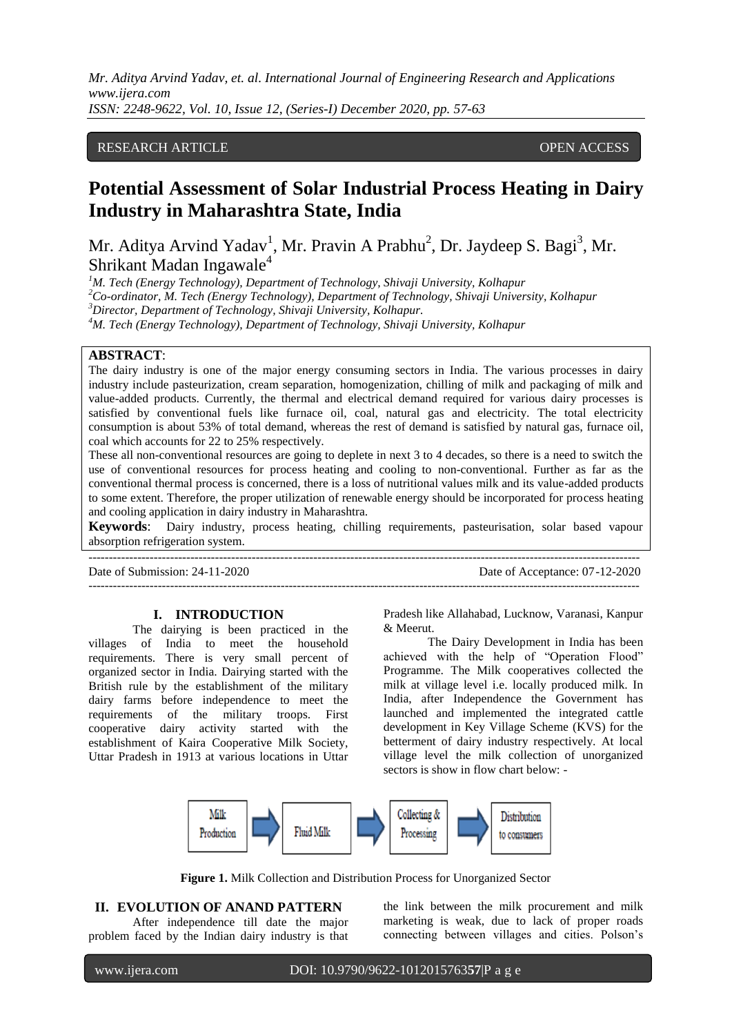RESEARCH ARTICLE OPEN ACCESS

# Potential Assessment of Solar Industrial Process Heating in Dairy Industry in Maharashtra State, India

Mr. Aditya Arvind Yadav[1], Mr. Pravin A Prabhu[2], Dr. Jaydeep S. Bagi[3], Mr. Shrikant Madan Ingawale[4]

*[1]M. Tech (Energy Technology), Department of Technology, Shivaji University, Kolhapur*
*[2]Co-ordinator, M. Tech (Energy Technology), Department of Technology, Shivaji University, Kolhapur*
*[3]Director, Department of Technology, Shivaji University, Kolhapur.*
*[4]M. Tech (Energy Technology), Department of Technology, Shivaji University, Kolhapur*

**ABSTRACT**:
The dairy industry is one of the major energy consuming sectors in India. The various processes in dairy industry include pasteurization, cream separation, homogenization, chilling of milk and packaging of milk and value-added products. Currently, the thermal and electrical demand required for various dairy processes is satisfied by conventional fuels like furnace oil, coal, natural gas and electricity. The total electricity consumption is about 53% of total demand, whereas the rest of demand is satisfied by natural gas, furnace oil, coal which accounts for 22 to 25% respectively.
These all non-conventional resources are going to deplete in next 3 to 4 decades, so there is a need to switch the use of conventional resources for process heating and cooling to non-conventional. Further as far as the conventional thermal process is concerned, there is a loss of nutritional values milk and its value-added products to some extent. Therefore, the proper utilization of renewable energy should be incorporated for process heating and cooling application in dairy industry in Maharashtra.

**Keywords**: Dairy industry, process heating, chilling requirements, pasteurisation, solar based vapour absorption refrigeration system.

Date of Submission: 24-11-2020 Date of Acceptance: 07-12-2020

## I. INTRODUCTION

The dairying is been practiced in the villages of India to meet the household requirements. There is very small percent of organized sector in India. Dairying started with the British rule by the establishment of the military dairy farms before independence to meet the requirements of the military troops. First cooperative dairy activity started with the establishment of Kaira Cooperative Milk Society, Uttar Pradesh in 1913 at various locations in Uttar Pradesh like Allahabad, Lucknow, Varanasi, Kanpur & Meerut.

The Dairy Development in India has been achieved with the help of "Operation Flood" Programme. The Milk cooperatives collected the milk at village level i.e. locally produced milk. In India, after Independence the Government has launched and implemented the integrated cattle development in Key Village Scheme (KVS) for the betterment of dairy industry respectively. At local village level the milk collection of unorganized sectors is show in flow chart below: -

Milk Production → Fluid Milk → Collecting & Processing → Distribution to consumers

**Figure 1.** Milk Collection and Distribution Process for Unorganized Sector

## II. EVOLUTION OF ANAND PATTERN

After independence till date the major problem faced by the Indian dairy industry is that the link between the milk procurement and milk marketing is weak, due to lack of proper roads connecting between villages and cities. Polson's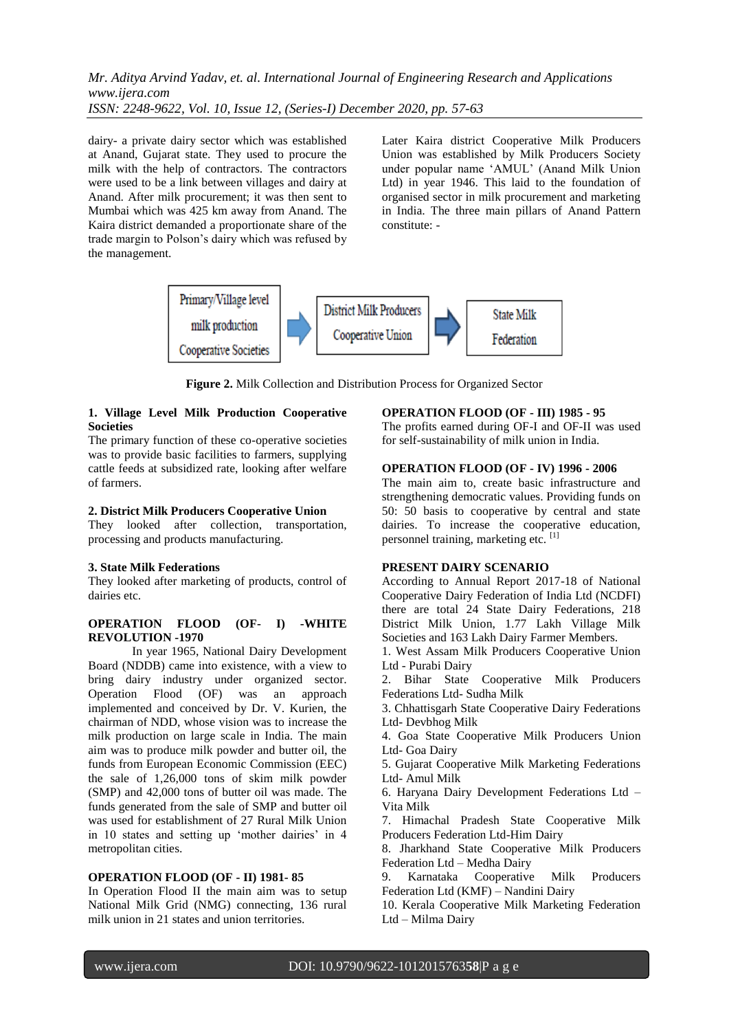dairy- a private dairy sector which was established at Anand, Gujarat state. They used to procure the milk with the help of contractors. The contractors were used to be a link between villages and dairy at Anand. After milk procurement; it was then sent to Mumbai which was 425 km away from Anand. The Kaira district demanded a proportionate share of the trade margin to Polson's dairy which was refused by the management.

Later Kaira district Cooperative Milk Producers Union was established by Milk Producers Society under popular name 'AMUL' (Anand Milk Union Ltd) in year 1946. This laid to the foundation of organised sector in milk procurement and marketing in India. The three main pillars of Anand Pattern constitute: -

Primary/Village level milk production Cooperative Societies → District Milk Producers Cooperative Union → State Milk Federation

**Figure 2.** Milk Collection and Distribution Process for Organized Sector

**1. Village Level Milk Production Cooperative Societies**

The primary function of these co-operative societies was to provide basic facilities to farmers, supplying cattle feeds at subsidized rate, looking after welfare of farmers.

**2. District Milk Producers Cooperative Union**

They looked after collection, transportation, processing and products manufacturing.

**3. State Milk Federations**

They looked after marketing of products, control of dairies etc.

**OPERATION FLOOD (OF- I) -WHITE REVOLUTION -1970**

In year 1965, National Dairy Development Board (NDDB) came into existence, with a view to bring dairy industry under organized sector. Operation Flood (OF) was an approach implemented and conceived by Dr. V. Kurien, the chairman of NDD, whose vision was to increase the milk production on large scale in India. The main aim was to produce milk powder and butter oil, the funds from European Economic Commission (EEC) the sale of 1,26,000 tons of skim milk powder (SMP) and 42,000 tons of butter oil was made. The funds generated from the sale of SMP and butter oil was used for establishment of 27 Rural Milk Union in 10 states and setting up 'mother dairies' in 4 metropolitan cities.

**OPERATION FLOOD (OF - II) 1981- 85**

In Operation Flood II the main aim was to setup National Milk Grid (NMG) connecting, 136 rural milk union in 21 states and union territories.

**OPERATION FLOOD (OF - III) 1985 - 95**

The profits earned during OF-I and OF-II was used for self-sustainability of milk union in India.

**OPERATION FLOOD (OF - IV) 1996 - 2006**

The main aim to, create basic infrastructure and strengthening democratic values. Providing funds on 50: 50 basis to cooperative by central and state dairies. To increase the cooperative education, personnel training, marketing etc. [1]

**PRESENT DAIRY SCENARIO**

According to Annual Report 2017-18 of National Cooperative Dairy Federation of India Ltd (NCDFI) there are total 24 State Dairy Federations, 218 District Milk Union, 1.77 Lakh Village Milk Societies and 163 Lakh Dairy Farmer Members.

1. West Assam Milk Producers Cooperative Union Ltd - Purabi Dairy
2. Bihar State Cooperative Milk Producers Federations Ltd- Sudha Milk
3. Chhattisgarh State Cooperative Dairy Federations Ltd- Devbhog Milk
4. Goa State Cooperative Milk Producers Union Ltd- Goa Dairy
5. Gujarat Cooperative Milk Marketing Federations Ltd- Amul Milk
6. Haryana Dairy Development Federations Ltd – Vita Milk
7. Himachal Pradesh State Cooperative Milk Producers Federation Ltd-Him Dairy
8. Jharkhand State Cooperative Milk Producers Federation Ltd – Medha Dairy
9. Karnataka Cooperative Milk Producers Federation Ltd (KMF) – Nandini Dairy
10. Kerala Cooperative Milk Marketing Federation Ltd – Milma Dairy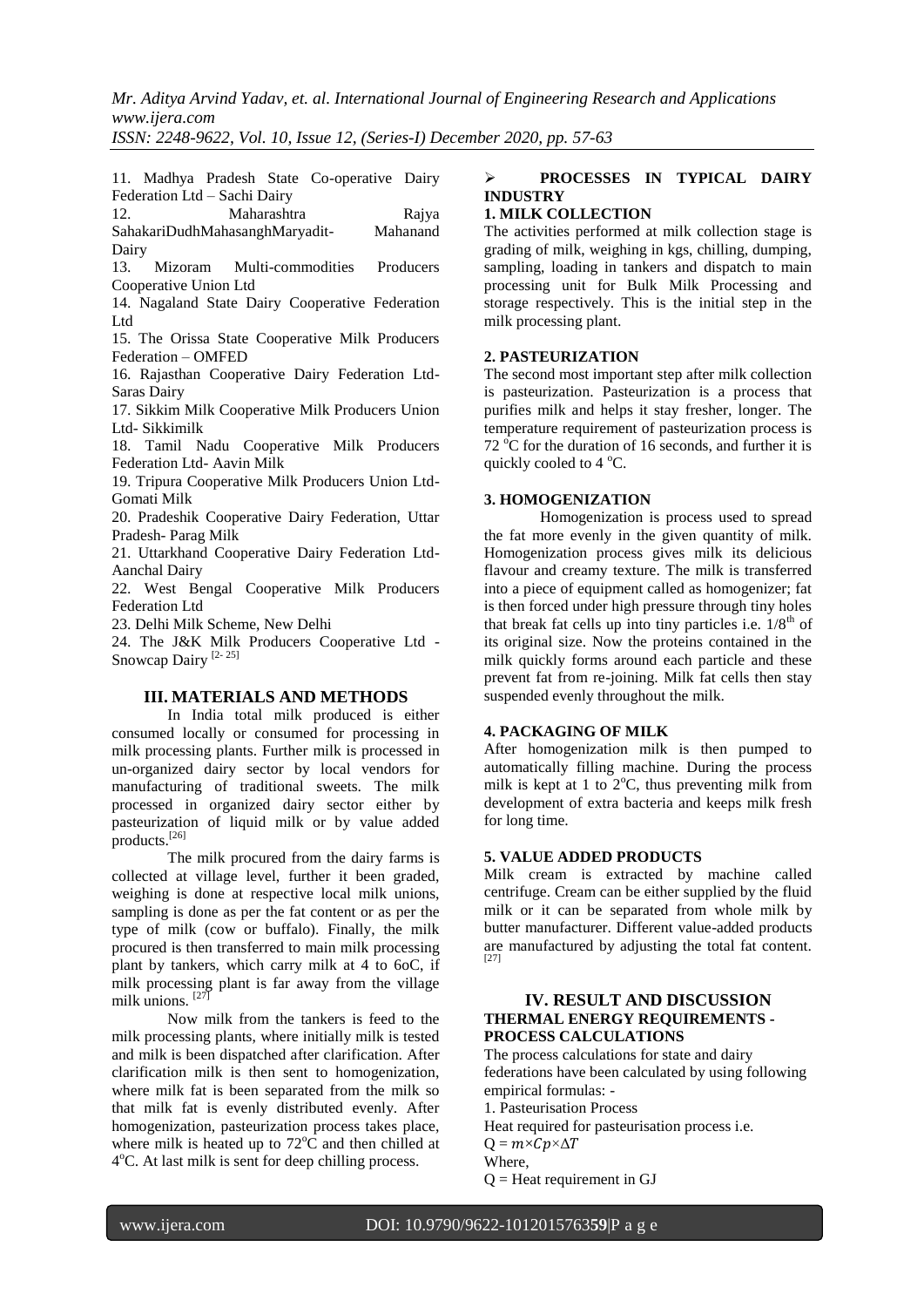11. Madhya Pradesh State Co-operative Dairy Federation Ltd – Sachi Dairy

12. Maharashtra Rajya SahakariDudhMahasanghMaryadit- Mahanand Dairy

13. Mizoram Multi-commodities Producers Cooperative Union Ltd

14. Nagaland State Dairy Cooperative Federation Ltd

15. The Orissa State Cooperative Milk Producers Federation – OMFED

16. Rajasthan Cooperative Dairy Federation Ltd- Saras Dairy

17. Sikkim Milk Cooperative Milk Producers Union Ltd- Sikkimilk

18. Tamil Nadu Cooperative Milk Producers Federation Ltd- Aavin Milk

19. Tripura Cooperative Milk Producers Union Ltd- Gomati Milk

20. Pradeshik Cooperative Dairy Federation, Uttar Pradesh- Parag Milk

21. Uttarkhand Cooperative Dairy Federation Ltd- Aanchal Dairy

22. West Bengal Cooperative Milk Producers Federation Ltd

23. Delhi Milk Scheme, New Delhi

24. The J&K Milk Producers Cooperative Ltd - Snowcap Dairy [2- 25]

## III. MATERIALS AND METHODS

In India total milk produced is either consumed locally or consumed for processing in milk processing plants. Further milk is processed in un-organized dairy sector by local vendors for manufacturing of traditional sweets. The milk processed in organized dairy sector either by pasteurization of liquid milk or by value added products.[26]

The milk procured from the dairy farms is collected at village level, further it been graded, weighing is done at respective local milk unions, sampling is done as per the fat content or as per the type of milk (cow or buffalo). Finally, the milk procured is then transferred to main milk processing plant by tankers, which carry milk at 4 to 6oC, if milk processing plant is far away from the village milk unions. [27]

Now milk from the tankers is feed to the milk processing plants, where initially milk is tested and milk is been dispatched after clarification. After clarification milk is then sent to homogenization, where milk fat is been separated from the milk so that milk fat is evenly distributed evenly. After homogenization, pasteurization process takes place, where milk is heated up to 72°C and then chilled at 4°C. At last milk is sent for deep chilling process.

### PROCESSES IN TYPICAL DAIRY INDUSTRY

**1. MILK COLLECTION**

The activities performed at milk collection stage is grading of milk, weighing in kgs, chilling, dumping, sampling, loading in tankers and dispatch to main processing unit for Bulk Milk Processing and storage respectively. This is the initial step in the milk processing plant.

**2. PASTEURIZATION**

The second most important step after milk collection is pasteurization. Pasteurization is a process that purifies milk and helps it stay fresher, longer. The temperature requirement of pasteurization process is 72 °C for the duration of 16 seconds, and further it is quickly cooled to 4 °C.

**3. HOMOGENIZATION**

Homogenization is process used to spread the fat more evenly in the given quantity of milk. Homogenization process gives milk its delicious flavour and creamy texture. The milk is transferred into a piece of equipment called as homogenizer; fat is then forced under high pressure through tiny holes that break fat cells up into tiny particles i.e. 1/8th of its original size. Now the proteins contained in the milk quickly forms around each particle and these prevent fat from re-joining. Milk fat cells then stay suspended evenly throughout the milk.

**4. PACKAGING OF MILK**

After homogenization milk is then pumped to automatically filling machine. During the process milk is kept at 1 to 2°C, thus preventing milk from development of extra bacteria and keeps milk fresh for long time.

**5. VALUE ADDED PRODUCTS**

Milk cream is extracted by machine called centrifuge. Cream can be either supplied by the fluid milk or it can be separated from whole milk by butter manufacturer. Different value-added products are manufactured by adjusting the total fat content. [27]

## IV. RESULT AND DISCUSSION

### THERMAL ENERGY REQUIREMENTS - PROCESS CALCULATIONS

The process calculations for state and dairy federations have been calculated by using following empirical formulas: -

1. Pasteurisation Process

Heat required for pasteurisation process i.e.

$Q = m \times Cp \times \Delta T$

Where,

Q = Heat requirement in GJ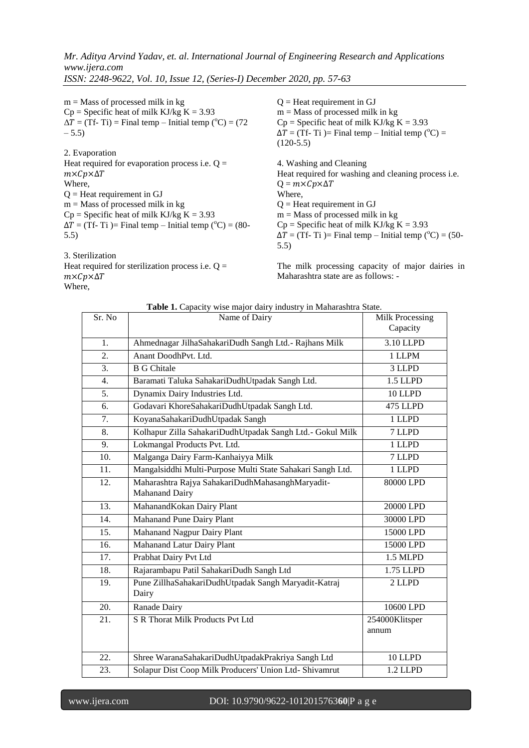m = Mass of processed milk in kg
Cp = Specific heat of milk KJ/kg K = 3.93
$\Delta T$ = (Tf- Ti) = Final temp – Initial temp ($^{o}$C) = (72 – 5.5)

2. Evaporation
Heat required for evaporation process i.e. Q = $m \times Cp \times \Delta T$
Where,
Q = Heat requirement in GJ
m = Mass of processed milk in kg
Cp = Specific heat of milk KJ/kg K = 3.93
$\Delta T$ = (Tf- Ti )= Final temp – Initial temp ($^{o}$C) = (80-5.5)

3. Sterilization
Heat required for sterilization process i.e. Q = $m \times Cp \times \Delta T$
Where,
Q = Heat requirement in GJ
m = Mass of processed milk in kg
Cp = Specific heat of milk KJ/kg K = 3.93
$\Delta T$ = (Tf- Ti )= Final temp – Initial temp ($^{o}$C) = (120-5.5)

4. Washing and Cleaning
Heat required for washing and cleaning process i.e. Q = $m \times Cp \times \Delta T$
Where,
Q = Heat requirement in GJ
m = Mass of processed milk in kg
Cp = Specific heat of milk KJ/kg K = 3.93
$\Delta T$ = (Tf- Ti )= Final temp – Initial temp ($^{o}$C) = (50-5.5)

The milk processing capacity of major dairies in Maharashtra state are as follows: -

**Table 1.** Capacity wise major dairy industry in Maharashtra State.

| Sr. No | Name of Dairy | Milk Processing Capacity |
|---|---|---|
| 1. | Ahmednagar JilhaSahakariDudh Sangh Ltd.- Rajhans Milk | 3.10 LLPD |
| 2. | Anant DoodhPvt. Ltd. | 1 LLPM |
| 3. | B G Chitale | 3 LLPD |
| 4. | Baramati Taluka SahakariDudhUtpadak Sangh Ltd. | 1.5 LLPD |
| 5. | Dynamix Dairy Industries Ltd. | 10 LLPD |
| 6. | Godavari KhoreSahakariDudhUtpadak Sangh Ltd. | 475 LLPD |
| 7. | KoyanaSahakariDudhUtpadak Sangh | 1 LLPD |
| 8. | Kolhapur Zilla SahakariDudhUtpadak Sangh Ltd.- Gokul Milk | 7 LLPD |
| 9. | Lokmangal Products Pvt. Ltd. | 1 LLPD |
| 10. | Malganga Dairy Farm-Kanhaiyya Milk | 7 LLPD |
| 11. | Mangalsiddhi Multi-Purpose Multi State Sahakari Sangh Ltd. | 1 LLPD |
| 12. | Maharashtra Rajya SahakariDudhMahasanghMaryadit-Mahanand Dairy | 80000 LPD |
| 13. | MahanandKokan Dairy Plant | 20000 LPD |
| 14. | Mahanand Pune Dairy Plant | 30000 LPD |
| 15. | Mahanand Nagpur Dairy Plant | 15000 LPD |
| 16. | Mahanand Latur Dairy Plant | 15000 LPD |
| 17. | Prabhat Dairy Pvt Ltd | 1.5 MLPD |
| 18. | Rajarambapu Patil SahakariDudh Sangh Ltd | 1.75 LLPD |
| 19. | Pune ZillhaSahakariDudhUtpadak Sangh Maryadit-Katraj Dairy | 2 LLPD |
| 20. | Ranade Dairy | 10600 LPD |
| 21. | S R Thorat Milk Products Pvt Ltd | 254000Klitsper annum |
| 22. | Shree WaranaSahakariDudhUtpadakPrakriya Sangh Ltd | 10 LLPD |
| 23. | Solapur Dist Coop Milk Producers' Union Ltd- Shivamrut | 1.2 LLPD |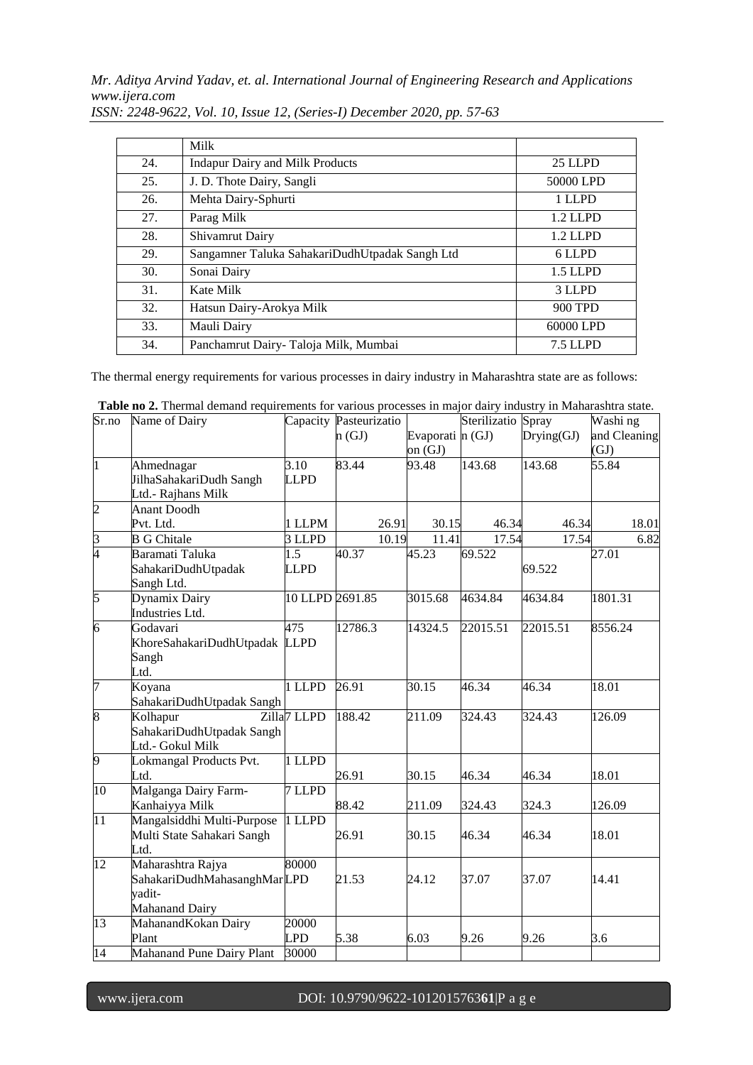|  | Milk |  |
|---|---|---|
| 24. | Indapur Dairy and Milk Products | 25 LLPD |
| 25. | J. D. Thote Dairy, Sangli | 50000 LPD |
| 26. | Mehta Dairy-Sphurti | 1 LLPD |
| 27. | Parag Milk | 1.2 LLPD |
| 28. | Shivamrut Dairy | 1.2 LLPD |
| 29. | Sangamner Taluka SahakariDudhUtpadak Sangh Ltd | 6 LLPD |
| 30. | Sonai Dairy | 1.5 LLPD |
| 31. | Kate Milk | 3 LLPD |
| 32. | Hatsun Dairy-Arokya Milk | 900 TPD |
| 33. | Mauli Dairy | 60000 LPD |
| 34. | Panchamrut Dairy- Taloja Milk, Mumbai | 7.5 LLPD |

The thermal energy requirements for various processes in dairy industry in Maharashtra state are as follows:

**Table no 2.** Thermal demand requirements for various processes in major dairy industry in Maharashtra state.

| Sr.no | Name of Dairy | Capacity | Pasteurization (GJ) | Evaporation (GJ) | Sterilization (GJ) | Spray Drying(GJ) | Washing and Cleaning (GJ) |
|---|---|---|---|---|---|---|---|
| 1 | Ahmednagar JilhaSahakariDudh Sangh Ltd.- Rajhans Milk | 3.10 LLPD | 83.44 | 93.48 | 143.68 | 143.68 | 55.84 |
| 2 | Anant Doodh Pvt. Ltd. | 1 LLPM | 26.91 | 30.15 | 46.34 | 46.34 | 18.01 |
| 3 | B G Chitale | 3 LLPD | 10.19 | 11.41 | 17.54 | 17.54 | 6.82 |
| 4 | Baramati Taluka SahakariDudhUtpadak Sangh Ltd. | 1.5 LLPD | 40.37 | 45.23 | 69.522 | 69.522 | 27.01 |
| 5 | Dynamix Dairy Industries Ltd. | 10 LLPD | 2691.85 | 3015.68 | 4634.84 | 4634.84 | 1801.31 |
| 6 | Godavari KhoreSahakariDudhUtpadak Sangh Ltd. | 475 LLPD | 12786.3 | 14324.5 | 22015.51 | 22015.51 | 8556.24 |
| 7 | Koyana SahakariDudhUtpadak Sangh | 1 LLPD | 26.91 | 30.15 | 46.34 | 46.34 | 18.01 |
| 8 | Kolhapur Zilla SahakariDudhUtpadak Sangh Ltd.- Gokul Milk | 7 LLPD | 188.42 | 211.09 | 324.43 | 324.43 | 126.09 |
| 9 | Lokmangal Products Pvt. Ltd. | 1 LLPD | 26.91 | 30.15 | 46.34 | 46.34 | 18.01 |
| 10 | Malganga Dairy Farm- Kanhaiyya Milk | 7 LLPD | 88.42 | 211.09 | 324.43 | 324.3 | 126.09 |
| 11 | Mangalsiddhi Multi-Purpose Multi State Sahakari Sangh Ltd. | 1 LLPD | 26.91 | 30.15 | 46.34 | 46.34 | 18.01 |
| 12 | Maharashtra Rajya SahakariDudhMahasanghMaryadit- Mahanand Dairy | 80000 LPD | 21.53 | 24.12 | 37.07 | 37.07 | 14.41 |
| 13 | MahanandKokan Dairy Plant | 20000 LPD | 5.38 | 6.03 | 9.26 | 9.26 | 3.6 |
| 14 | Mahanand Pune Dairy Plant | 30000 |  |  |  |  |  |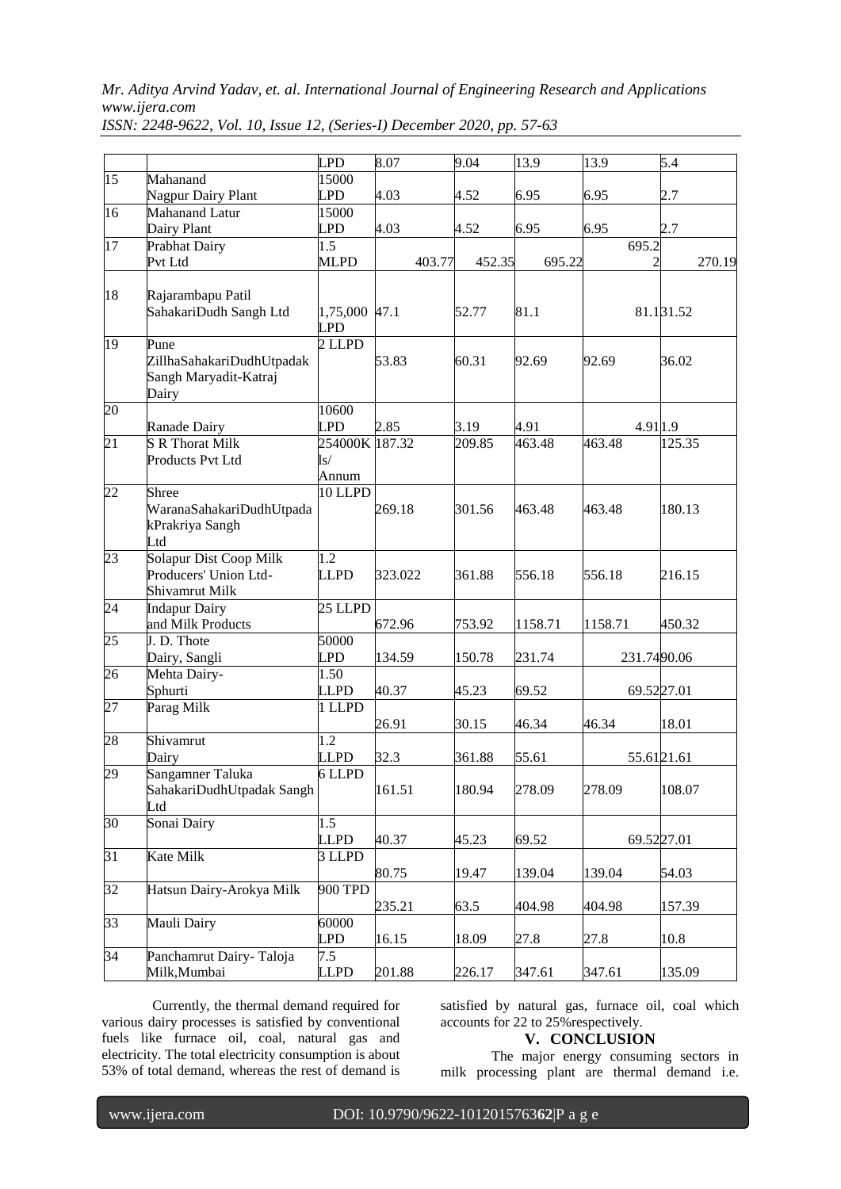| | | LPD | 8.07 | 9.04 | 13.9 | 13.9 | 5.4 |
|---|---|---|---|---|---|---|---|
| 15 | Mahanand Nagpur Dairy Plant | 15000 LPD | 4.03 | 4.52 | 6.95 | 6.95 | 2.7 |
| 16 | Mahanand Latur Dairy Plant | 15000 LPD | 4.03 | 4.52 | 6.95 | 6.95 | 2.7 |
| 17 | Prabhat Dairy Pvt Ltd | 1.5 MLPD | 403.77 | 452.35 | 695.22 | 695.22 | 270.19 |
| 18 | Rajarambapu Patil SahakariDudh Sangh Ltd | 1,75,000 LPD | 47.1 | 52.77 | 81.1 | 81.1 | 31.52 |
| 19 | Pune ZillhaSahakariDudhUtpadak Sangh Maryadit-Katraj Dairy | 2 LLPD | 53.83 | 60.31 | 92.69 | 92.69 | 36.02 |
| 20 | Ranade Dairy | 10600 LPD | 2.85 | 3.19 | 4.91 | 4.91 | 1.9 |
| 21 | S R Thorat Milk Products Pvt Ltd | 254000K ls/ Annum | 187.32 | 209.85 | 463.48 | 463.48 | 125.35 |
| 22 | Shree WaranaSahakariDudhUtpadakPrakriya Sangh Ltd | 10 LLPD | 269.18 | 301.56 | 463.48 | 463.48 | 180.13 |
| 23 | Solapur Dist Coop Milk Producers' Union Ltd-Shivamrut Milk | 1.2 LLPD | 323.022 | 361.88 | 556.18 | 556.18 | 216.15 |
| 24 | Indapur Dairy and Milk Products | 25 LLPD | 672.96 | 753.92 | 1158.71 | 1158.71 | 450.32 |
| 25 | J. D. Thote Dairy, Sangli | 50000 LPD | 134.59 | 150.78 | 231.74 | 231.74 | 90.06 |
| 26 | Mehta Dairy-Sphurti | 1.50 LLPD | 40.37 | 45.23 | 69.52 | 69.52 | 27.01 |
| 27 | Parag Milk | 1 LLPD | 26.91 | 30.15 | 46.34 | 46.34 | 18.01 |
| 28 | Shivamrut Dairy | 1.2 LLPD | 32.3 | 361.88 | 55.61 | 55.61 | 21.61 |
| 29 | Sangamner Taluka SahakariDudhUtpadak Sangh Ltd | 6 LLPD | 161.51 | 180.94 | 278.09 | 278.09 | 108.07 |
| 30 | Sonai Dairy | 1.5 LLPD | 40.37 | 45.23 | 69.52 | 69.52 | 27.01 |
| 31 | Kate Milk | 3 LLPD | 80.75 | 19.47 | 139.04 | 139.04 | 54.03 |
| 32 | Hatsun Dairy-Arokya Milk | 900 TPD | 235.21 | 63.5 | 404.98 | 404.98 | 157.39 |
| 33 | Mauli Dairy | 60000 LPD | 16.15 | 18.09 | 27.8 | 27.8 | 10.8 |
| 34 | Panchamrut Dairy- Taloja Milk,Mumbai | 7.5 LLPD | 201.88 | 226.17 | 347.61 | 347.61 | 135.09 |

Currently, the thermal demand required for various dairy processes is satisfied by conventional fuels like furnace oil, coal, natural gas and electricity. The total electricity consumption is about 53% of total demand, whereas the rest of demand is satisfied by natural gas, furnace oil, coal which accounts for 22 to 25%respectively.

## V. CONCLUSION

The major energy consuming sectors in milk processing plant are thermal demand i.e.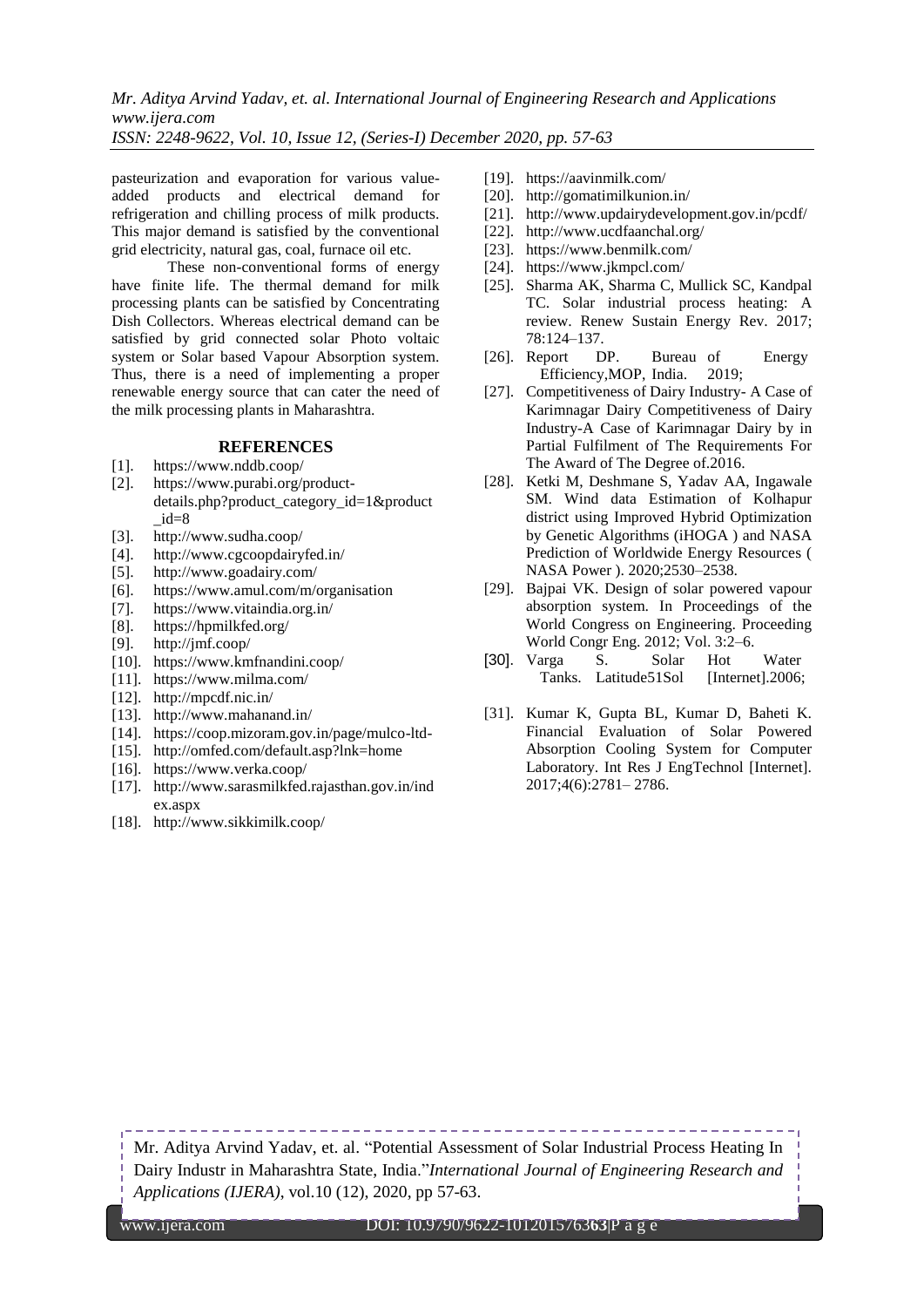pasteurization and evaporation for various value-added products and electrical demand for refrigeration and chilling process of milk products. This major demand is satisfied by the conventional grid electricity, natural gas, coal, furnace oil etc.

These non-conventional forms of energy have finite life. The thermal demand for milk processing plants can be satisfied by Concentrating Dish Collectors. Whereas electrical demand can be satisfied by grid connected solar Photo voltaic system or Solar based Vapour Absorption system. Thus, there is a need of implementing a proper renewable energy source that can cater the need of the milk processing plants in Maharashtra.

## REFERENCES

[1]. https://www.nddb.coop/
[2]. https://www.purabi.org/product-details.php?product_category_id=1&product_id=8
[3]. http://www.sudha.coop/
[4]. http://www.cgcoopdairyfed.in/
[5]. http://www.goadairy.com/
[6]. https://www.amul.com/m/organisation
[7]. https://www.vitaindia.org.in/
[8]. https://hpmilkfed.org/
[9]. http://jmf.coop/
[10]. https://www.kmfnandini.coop/
[11]. https://www.milma.com/
[12]. http://mpcdf.nic.in/
[13]. http://www.mahanand.in/
[14]. https://coop.mizoram.gov.in/page/mulco-ltd-
[15]. http://omfed.com/default.asp?lnk=home
[16]. https://www.verka.coop/
[17]. http://www.sarasmilkfed.rajasthan.gov.in/index.aspx
[18]. http://www.sikkimilk.coop/
[19]. https://aavinmilk.com/
[20]. http://gomatimilkunion.in/
[21]. http://www.updairydevelopment.gov.in/pcdf/
[22]. http://www.ucdfaanchal.org/
[23]. https://www.benmilk.com/
[24]. https://www.jkmpcl.com/
[25]. Sharma AK, Sharma C, Mullick SC, Kandpal TC. Solar industrial process heating: A review. Renew Sustain Energy Rev. 2017; 78:124–137.
[26]. Report DP. Bureau of Energy Efficiency,MOP, India. 2019;
[27]. Competitiveness of Dairy Industry- A Case of Karimnagar Dairy Competitiveness of Dairy Industry-A Case of Karimnagar Dairy by in Partial Fulfilment of The Requirements For The Award of The Degree of.2016.
[28]. Ketki M, Deshmane S, Yadav AA, Ingawale SM. Wind data Estimation of Kolhapur district using Improved Hybrid Optimization by Genetic Algorithms (iHOGA ) and NASA Prediction of Worldwide Energy Resources ( NASA Power ). 2020;2530–2538.
[29]. Bajpai VK. Design of solar powered vapour absorption system. In Proceedings of the World Congress on Engineering. Proceeding World Congr Eng. 2012; Vol. 3:2–6.
[30]. Varga S. Solar Hot Water Tanks. Latitude51Sol [Internet].2006;
[31]. Kumar K, Gupta BL, Kumar D, Baheti K. Financial Evaluation of Solar Powered Absorption Cooling System for Computer Laboratory. Int Res J EngTechnol [Internet]. 2017;4(6):2781– 2786.

Mr. Aditya Arvind Yadav, et. al. "Potential Assessment of Solar Industrial Process Heating In Dairy Industr in Maharashtra State, India."*International Journal of Engineering Research and Applications (IJERA)*, vol.10 (12), 2020, pp 57-63.